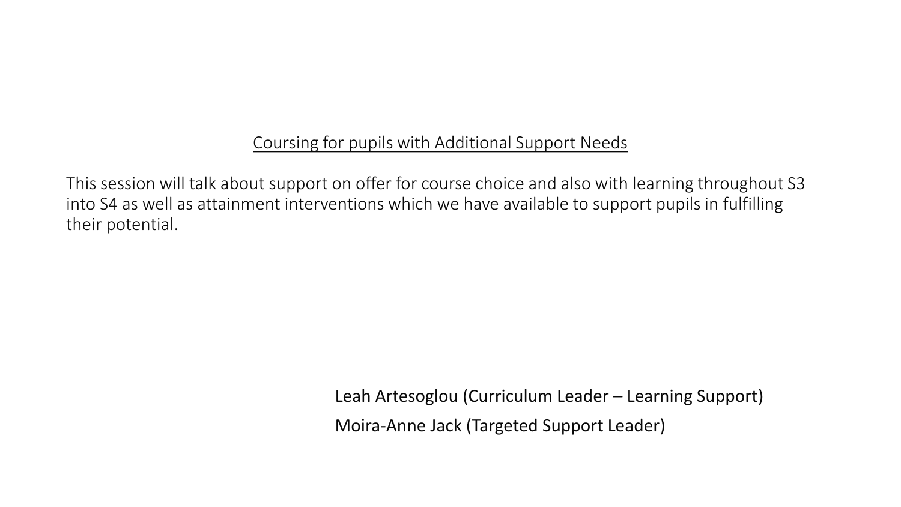# Coursing for pupils with Additional Support Needs

This session will talk about support on offer for course choice and also with learning throughout S3 into S4 as well as attainment interventions which we have available to support pupils in fulfilling their potential.

Leah Artesoglou (Curriculum Leader – Learning Support)

Moira-Anne Jack (Targeted Support Leader)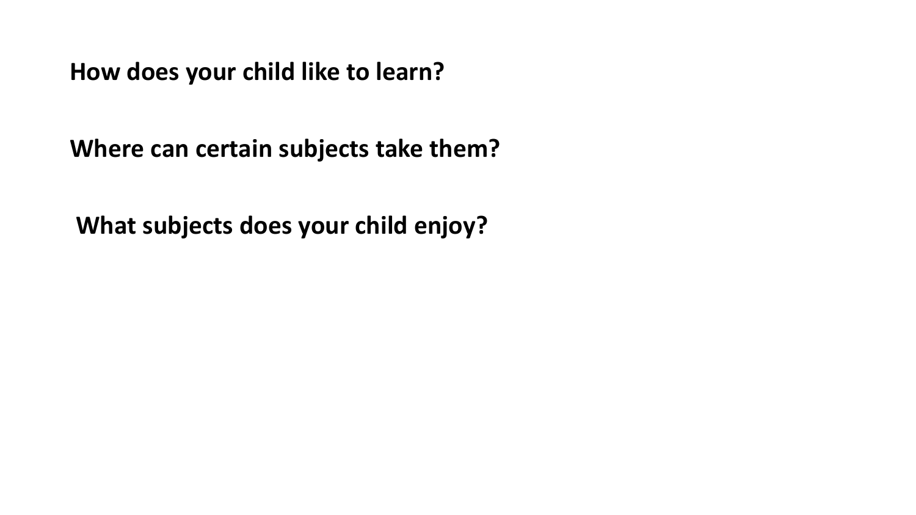**How does your child like to learn?**

**Where can certain subjects take them?**

**What subjects does your child enjoy?**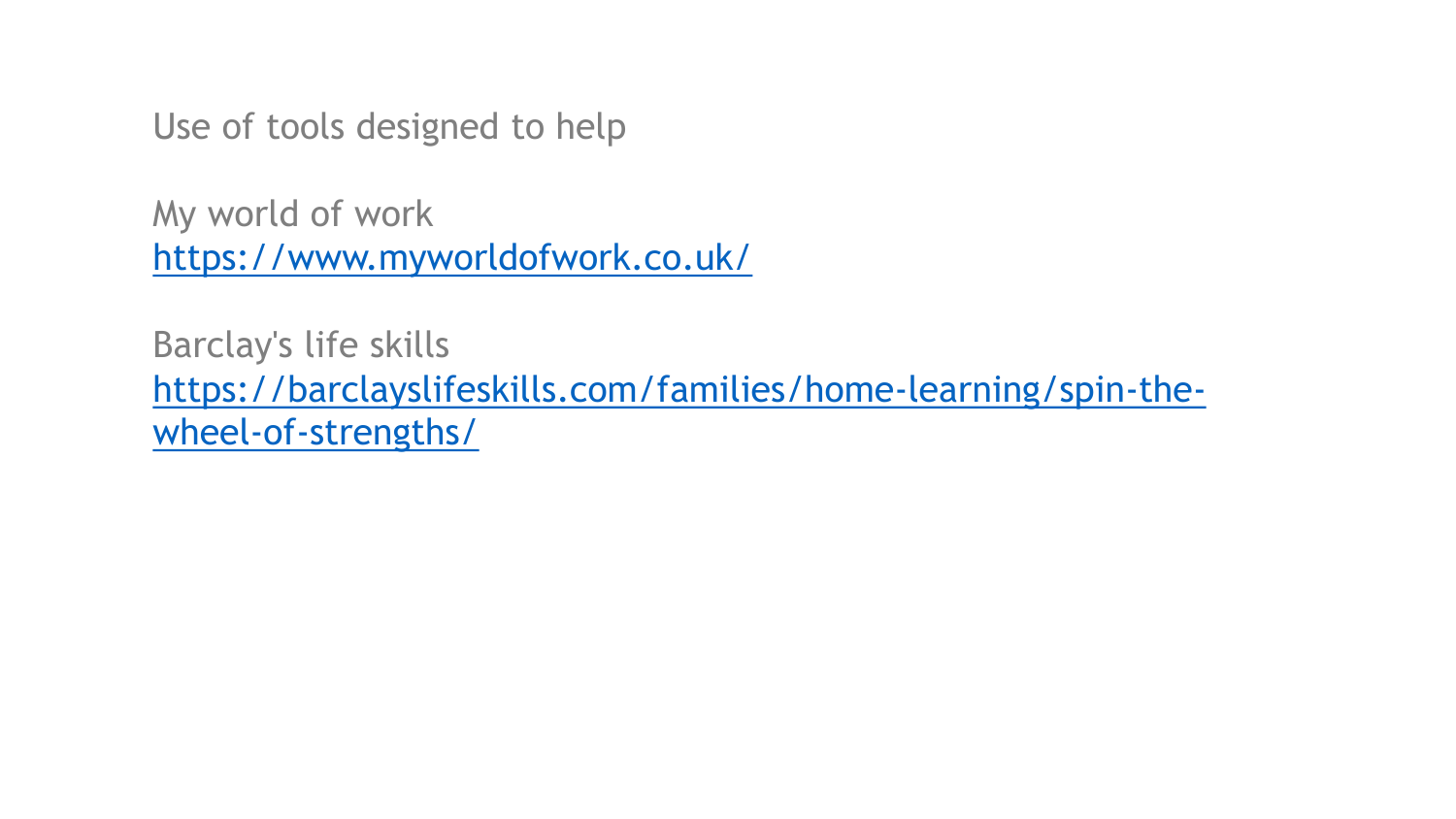Use of tools designed to help

My world of work
[https://www.myworldofwork.co.uk/](https://www.myworldofwork.co.uk/)

Barclay's life skills
[https://barclayslifeskills.com/families/home-learning/spin-the-wheel-of-strengths/](https://barclayslifeskills.com/families/home-learning/spin-the-wheel-of-strengths/)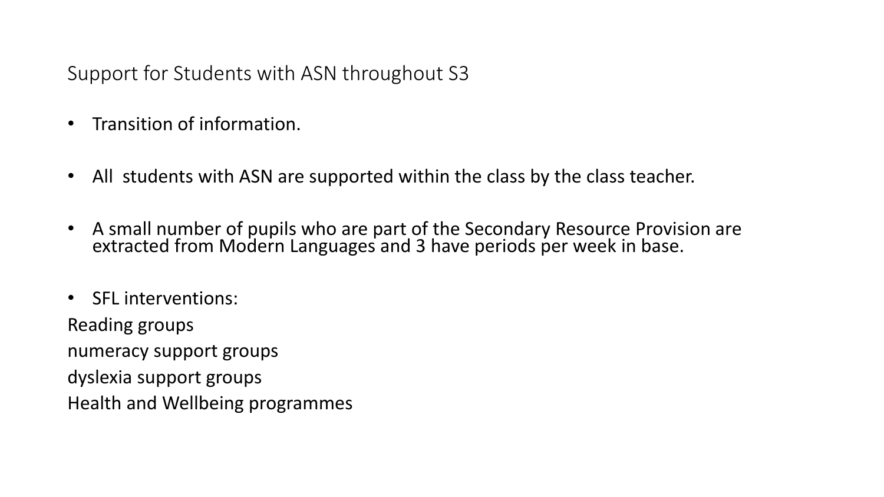## Support for Students with ASN throughout S3

- Transition of information.
- All students with ASN are supported within the class by the class teacher.
- A small number of pupils who are part of the Secondary Resource Provision are extracted from Modern Languages and 3 have periods per week in base.
- SFL interventions:

Reading groups

numeracy support groups

dyslexia support groups

Health and Wellbeing programmes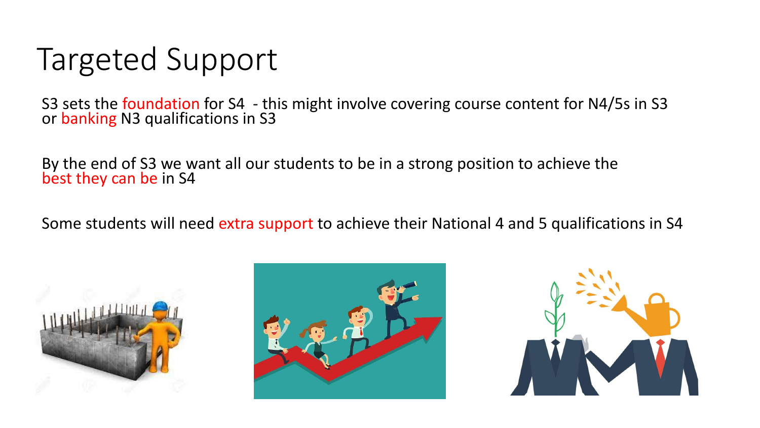# Targeted Support

S3 sets the foundation for S4 - this might involve covering course content for N4/5s in S3 or banking N3 qualifications in S3

By the end of S3 we want all our students to be in a strong position to achieve the best they can be in S4

Some students will need extra support to achieve their National 4 and 5 qualifications in S4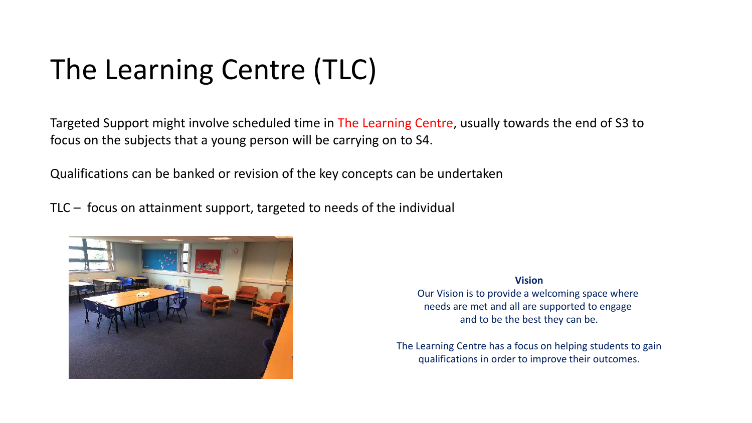# The Learning Centre (TLC)

Targeted Support might involve scheduled time in The Learning Centre, usually towards the end of S3 to focus on the subjects that a young person will be carrying on to S4.

Qualifications can be banked or revision of the key concepts can be undertaken

TLC – focus on attainment support, targeted to needs of the individual

**Vision**

Our Vision is to provide a welcoming space where needs are met and all are supported to engage and to be the best they can be.

The Learning Centre has a focus on helping students to gain qualifications in order to improve their outcomes.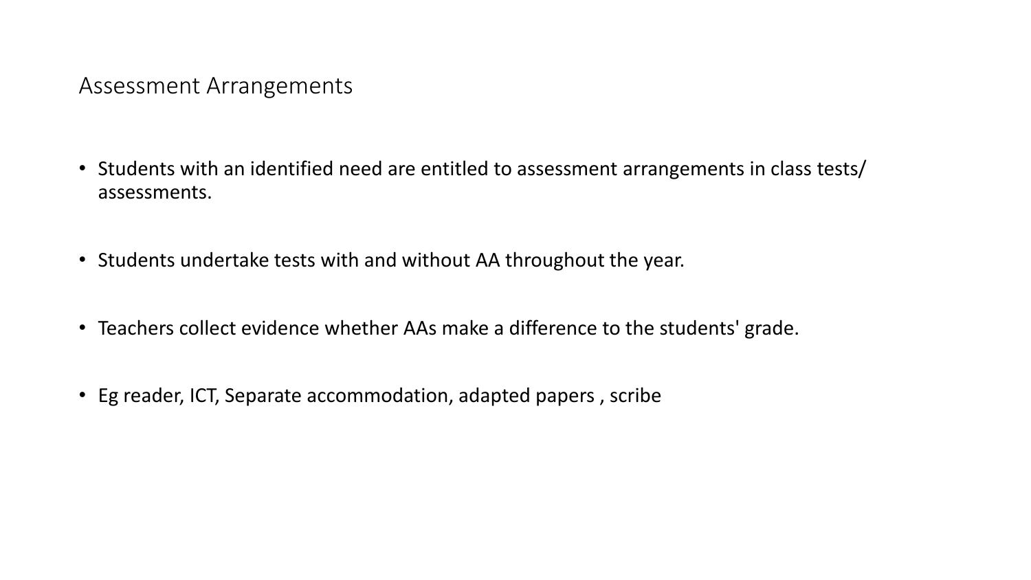# Assessment Arrangements

- Students with an identified need are entitled to assessment arrangements in class tests/ assessments.
- Students undertake tests with and without AA throughout the year.
- Teachers collect evidence whether AAs make a difference to the students' grade.
- Eg reader, ICT, Separate accommodation, adapted papers , scribe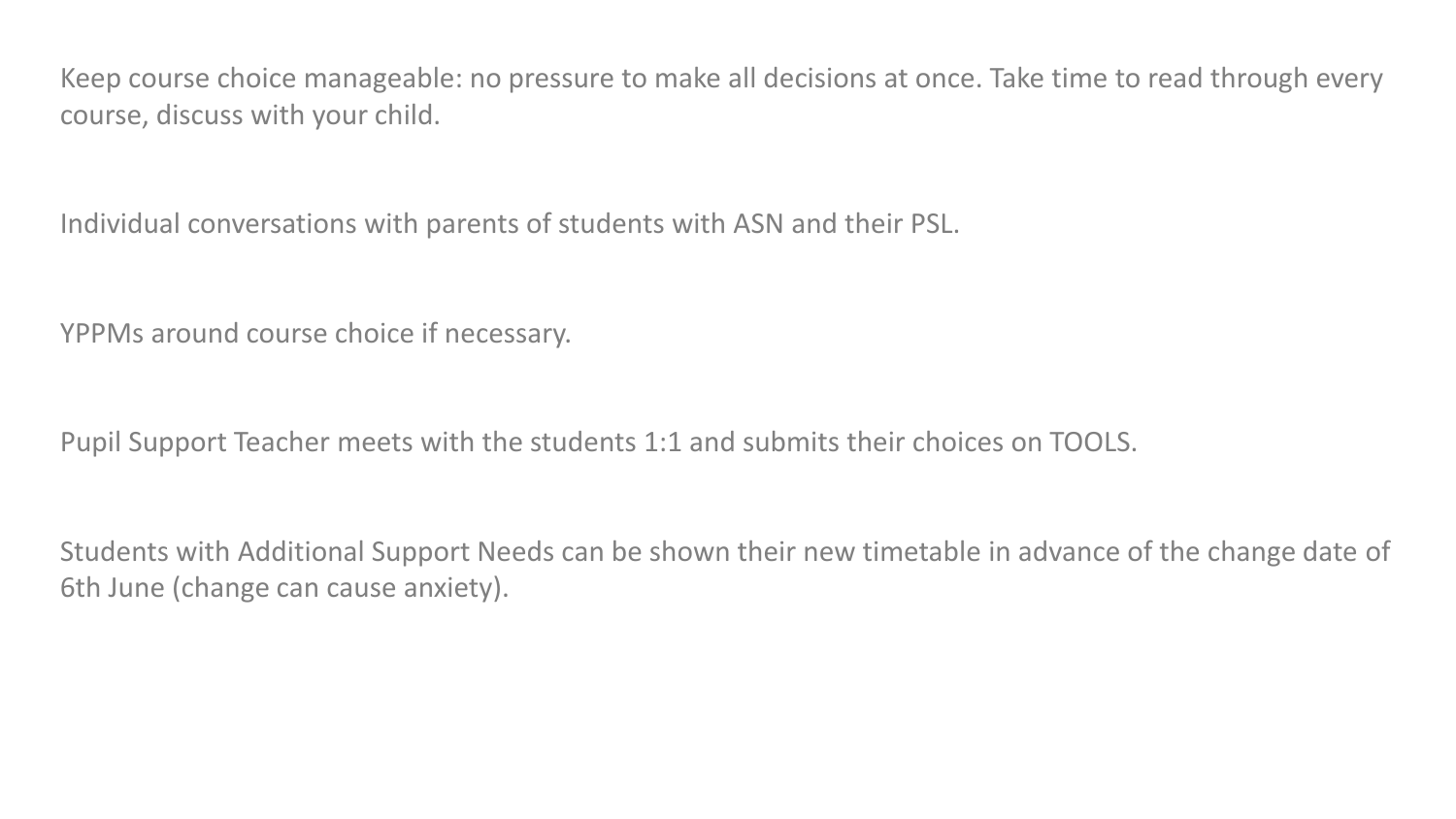Keep course choice manageable: no pressure to make all decisions at once. Take time to read through every course, discuss with your child.

Individual conversations with parents of students with ASN and their PSL.

YPPMs around course choice if necessary.

Pupil Support Teacher meets with the students 1:1 and submits their choices on TOOLS.

Students with Additional Support Needs can be shown their new timetable in advance of the change date of 6th June (change can cause anxiety).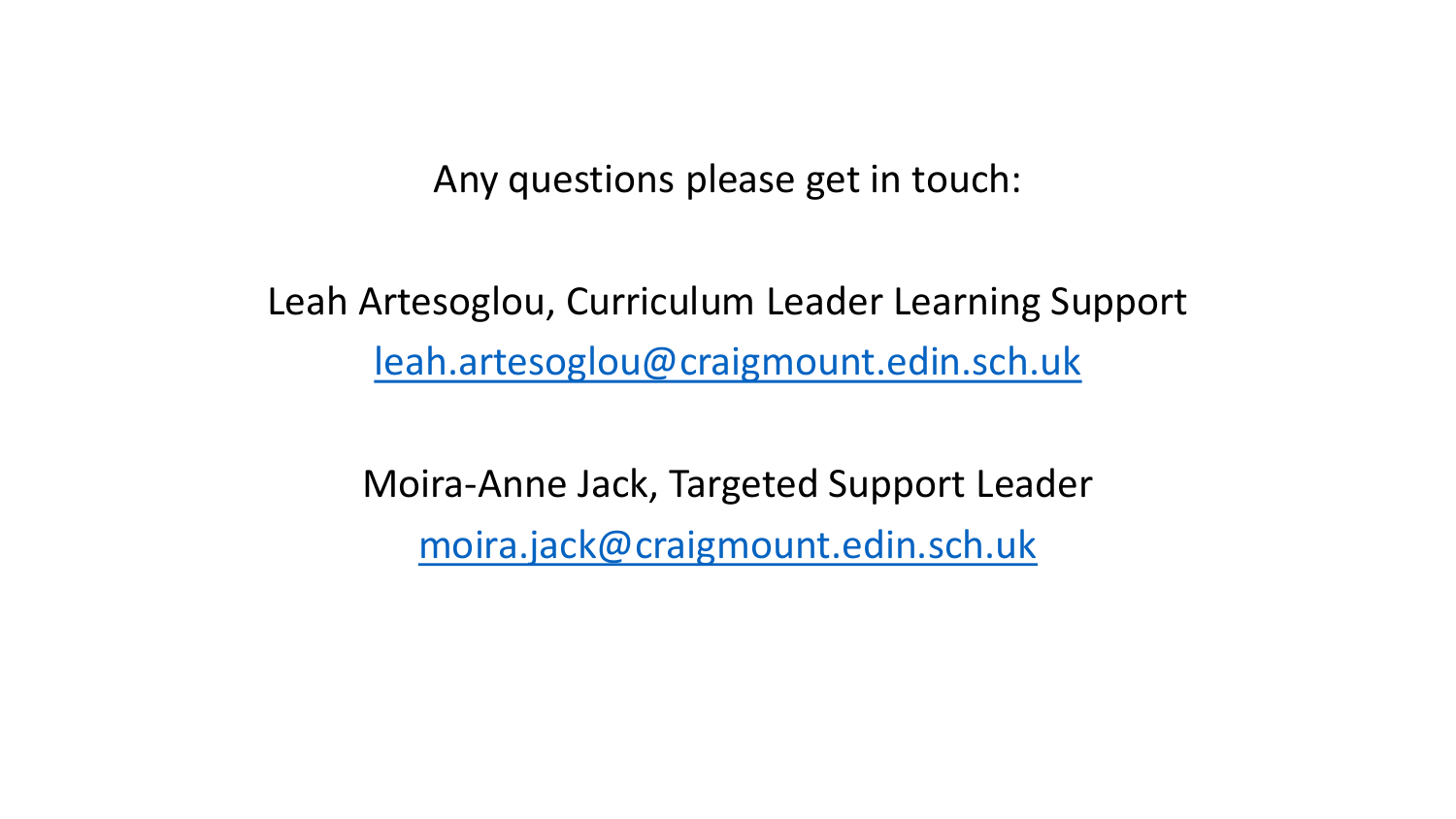Any questions please get in touch:

Leah Artesoglou, Curriculum Leader Learning Support
leah.artesoglou@craigmount.edin.sch.uk

Moira-Anne Jack, Targeted Support Leader
moira.jack@craigmount.edin.sch.uk